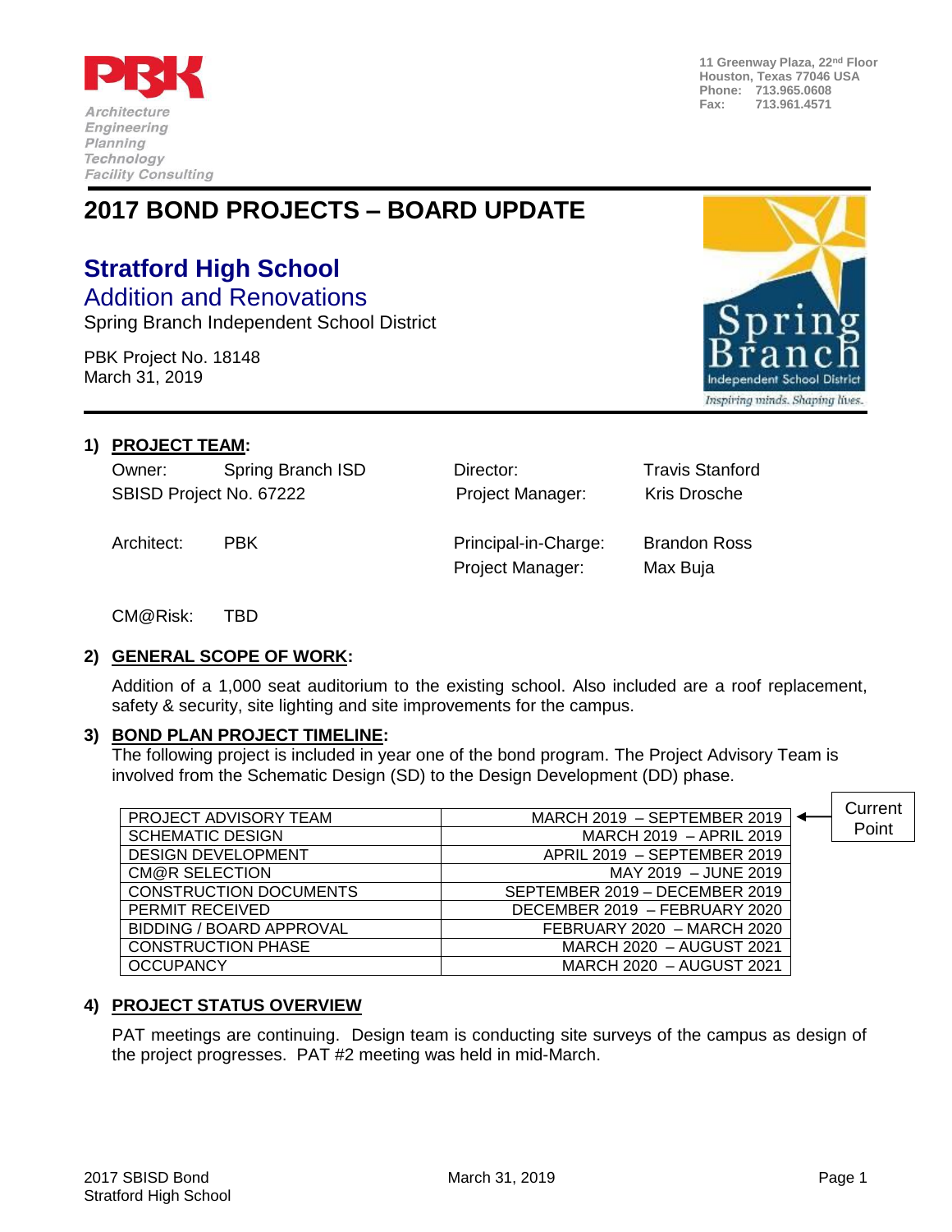PBK

*Architecture*
*Engineering*
*Planning*
*Technology*
*Facility Consulting*

11 Greenway Plaza, 22nd Floor
Houston, Texas 77046 USA
Phone: 713.965.0608
Fax: 713.961.4571

# 2017 BOND PROJECTS – BOARD UPDATE

## Stratford High School

### Addition and Renovations

Spring Branch Independent School District

PBK Project No. 18148
March 31, 2019

Spring Branch Independent School District
*Inspiring minds. Shaping lives.*

**1) PROJECT TEAM:**

| | | | |
|---|---|---|---|
| Owner: | Spring Branch ISD | Director: | Travis Stanford |
| SBISD Project No. 67222 | | Project Manager: | Kris Drosche |
| Architect: | PBK | Principal-in-Charge: | Brandon Ross |
| | | Project Manager: | Max Buja |
| CM@Risk: | TBD | | |

**2) GENERAL SCOPE OF WORK:**

Addition of a 1,000 seat auditorium to the existing school. Also included are a roof replacement, safety & security, site lighting and site improvements for the campus.

**3) BOND PLAN PROJECT TIMELINE:**

The following project is included in year one of the bond program. The Project Advisory Team is involved from the Schematic Design (SD) to the Design Development (DD) phase.

| Phase | Dates | |
|---|---|---|
| PROJECT ADVISORY TEAM | MARCH 2019 – SEPTEMBER 2019 | ← Current Point |
| SCHEMATIC DESIGN | MARCH 2019 – APRIL 2019 | |
| DESIGN DEVELOPMENT | APRIL 2019 – SEPTEMBER 2019 | |
| CM@R SELECTION | MAY 2019 – JUNE 2019 | |
| CONSTRUCTION DOCUMENTS | SEPTEMBER 2019 – DECEMBER 2019 | |
| PERMIT RECEIVED | DECEMBER 2019 – FEBRUARY 2020 | |
| BIDDING / BOARD APPROVAL | FEBRUARY 2020 – MARCH 2020 | |
| CONSTRUCTION PHASE | MARCH 2020 – AUGUST 2021 | |
| OCCUPANCY | MARCH 2020 – AUGUST 2021 | |

**4) PROJECT STATUS OVERVIEW**

PAT meetings are continuing. Design team is conducting site surveys of the campus as design of the project progresses. PAT #2 meeting was held in mid-March.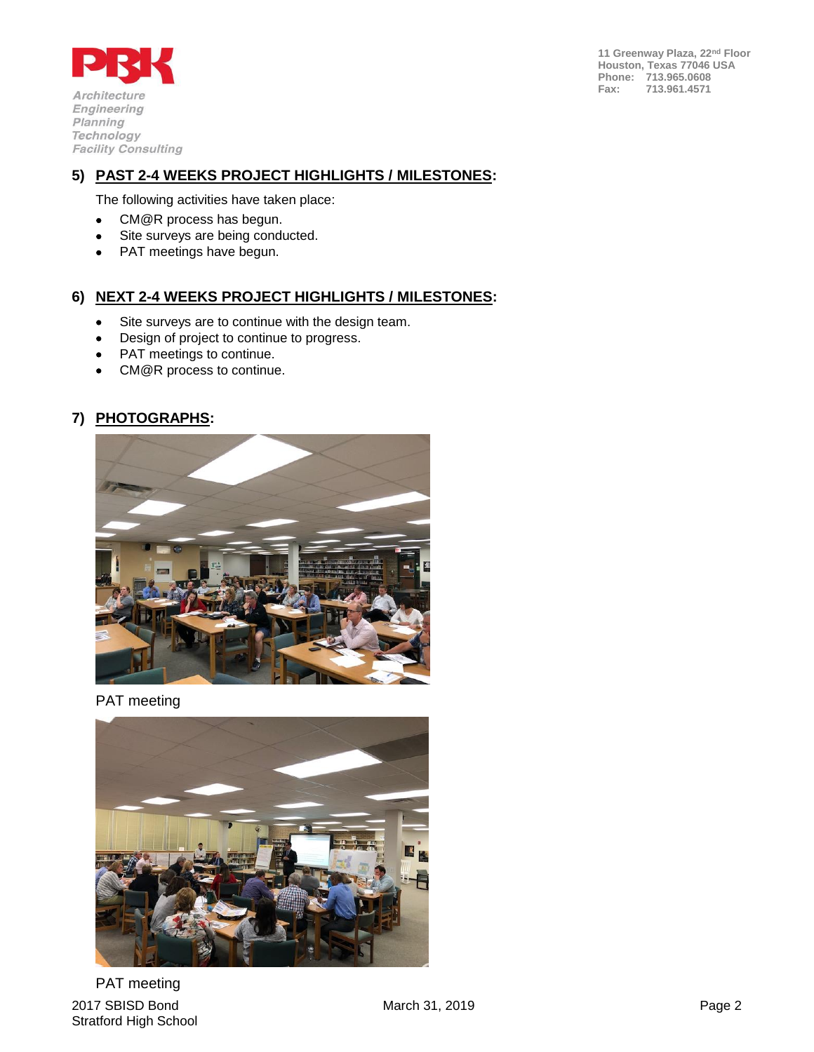## 5) PAST 2-4 WEEKS PROJECT HIGHLIGHTS / MILESTONES:

The following activities have taken place:

- CM@R process has begun.
- Site surveys are being conducted.
- PAT meetings have begun.

## 6) NEXT 2-4 WEEKS PROJECT HIGHLIGHTS / MILESTONES:

- Site surveys are to continue with the design team.
- Design of project to continue to progress.
- PAT meetings to continue.
- CM@R process to continue.

## 7) PHOTOGRAPHS:

PAT meeting

PAT meeting